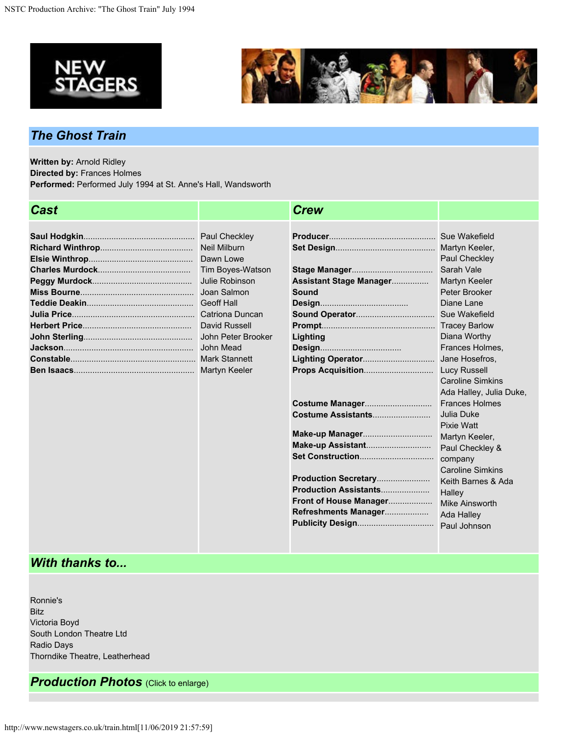# The Ghost Train

**Written by:** Arnold Ridley
**Directed by:** Frances Holmes
**Performed:** Performed July 1994 at St. Anne's Hall, Wandsworth

## Cast

| Role | Actor |
| --- | --- |
| **Saul Hodgkin** | Paul Checkley |
| **Richard Winthrop** | Neil Milburn |
| **Elsie Winthrop** | Dawn Lowe |
| **Charles Murdock** | Tim Boyes-Watson |
| **Peggy Murdock** | Julie Robinson |
| **Miss Bourne** | Joan Salmon |
| **Teddie Deakin** | Geoff Hall |
| **Julia Price** | Catriona Duncan |
| **Herbert Price** | David Russell |
| **John Sterling** | John Peter Brooker |
| **Jackson** | John Mead |
| **Constable** | Mark Stannett |
| **Ben Isaacs** | Martyn Keeler |

## Crew

| Role | Name |
| --- | --- |
| **Producer** | Sue Wakefield |
| **Set Design** | Martyn Keeler, |
| | Paul Checkley |
| **Stage Manager** | Sarah Vale |
| **Assistant Stage Manager** | Martyn Keeler |
| **Sound** | Peter Brooker |
| **Design** | Diane Lane |
| **Sound Operator** | Sue Wakefield |
| **Prompt** | Tracey Barlow |
| **Lighting** | Diana Worthy |
| **Design** | Frances Holmes, |
| **Lighting Operator** | Jane Hosefros, |
| **Props Acquisition** | Lucy Russell |
| | Caroline Simkins |
| | Ada Halley, Julia Duke, |
| **Costume Manager** | Frances Holmes |
| **Costume Assistants** | Julia Duke |
| | Pixie Watt |
| **Make-up Manager** | Martyn Keeler, |
| **Make-up Assistant** | Paul Checkley & |
| **Set Construction** | company |
| | Caroline Simkins |
| **Production Secretary** | Keith Barnes & Ada |
| **Production Assistants** | Halley |
| **Front of House Manager** | Mike Ainsworth |
| **Refreshments Manager** | Ada Halley |
| **Publicity Design** | Paul Johnson |

## With thanks to...

Ronnie's
Bitz
Victoria Boyd
South London Theatre Ltd
Radio Days
Thorndike Theatre, Leatherhead

## Production Photos (Click to enlarge)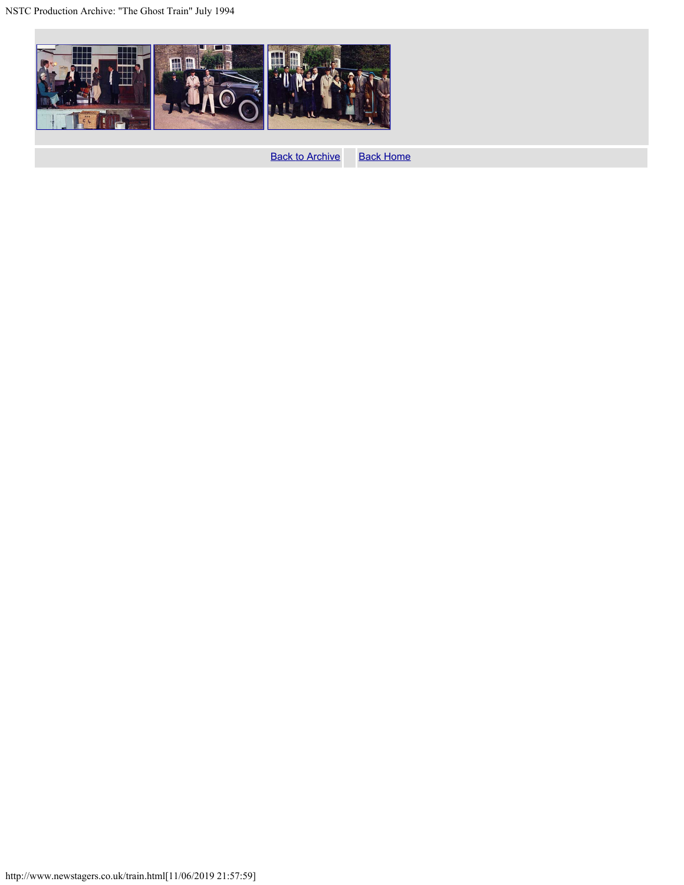NSTC Production Archive: "The Ghost Train" July 1994

Back to Archive | Back Home